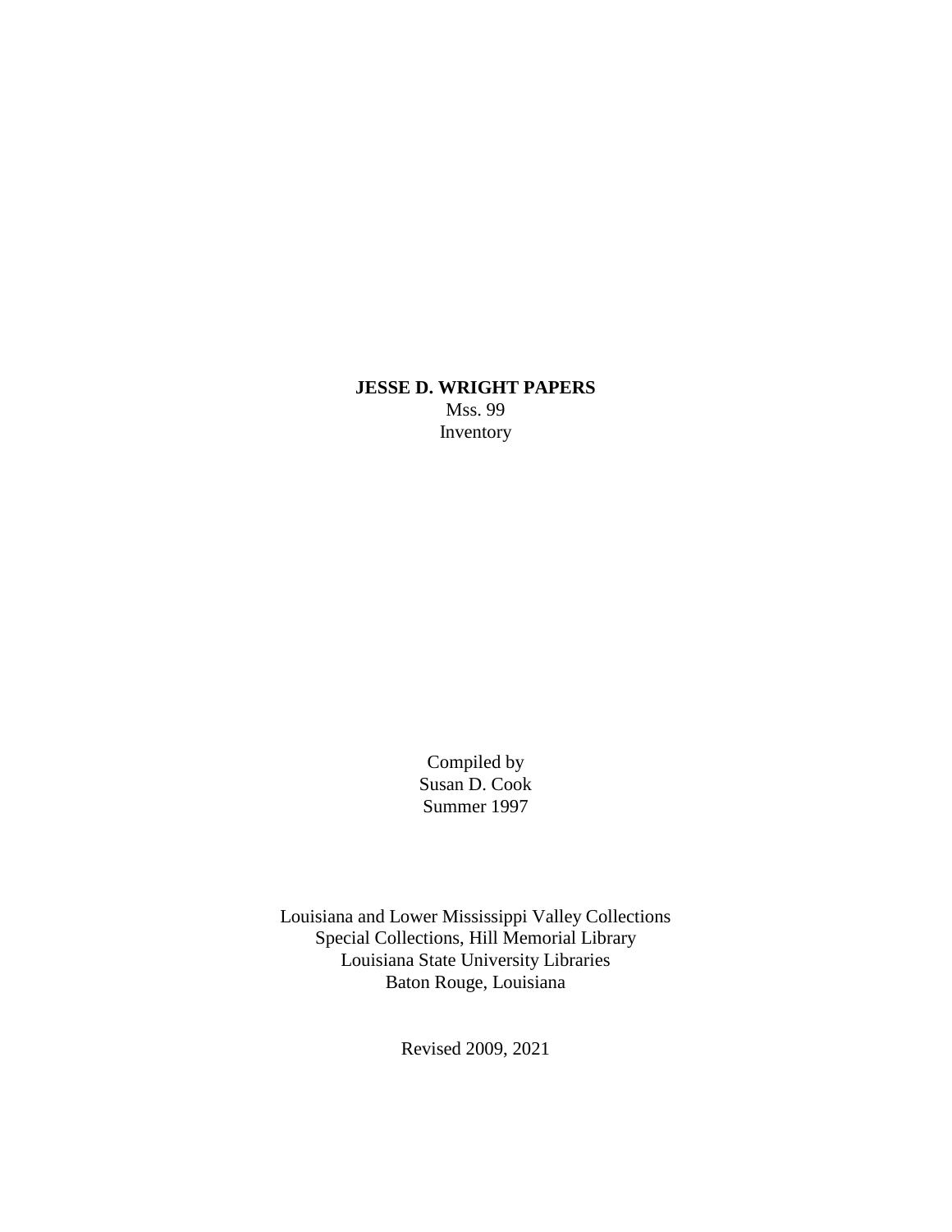# JESSE D. WRIGHT PAPERS

Mss. 99

Inventory

Compiled by

Susan D. Cook

Summer 1997

Louisiana and Lower Mississippi Valley Collections

Special Collections, Hill Memorial Library

Louisiana State University Libraries

Baton Rouge, Louisiana

Revised 2009, 2021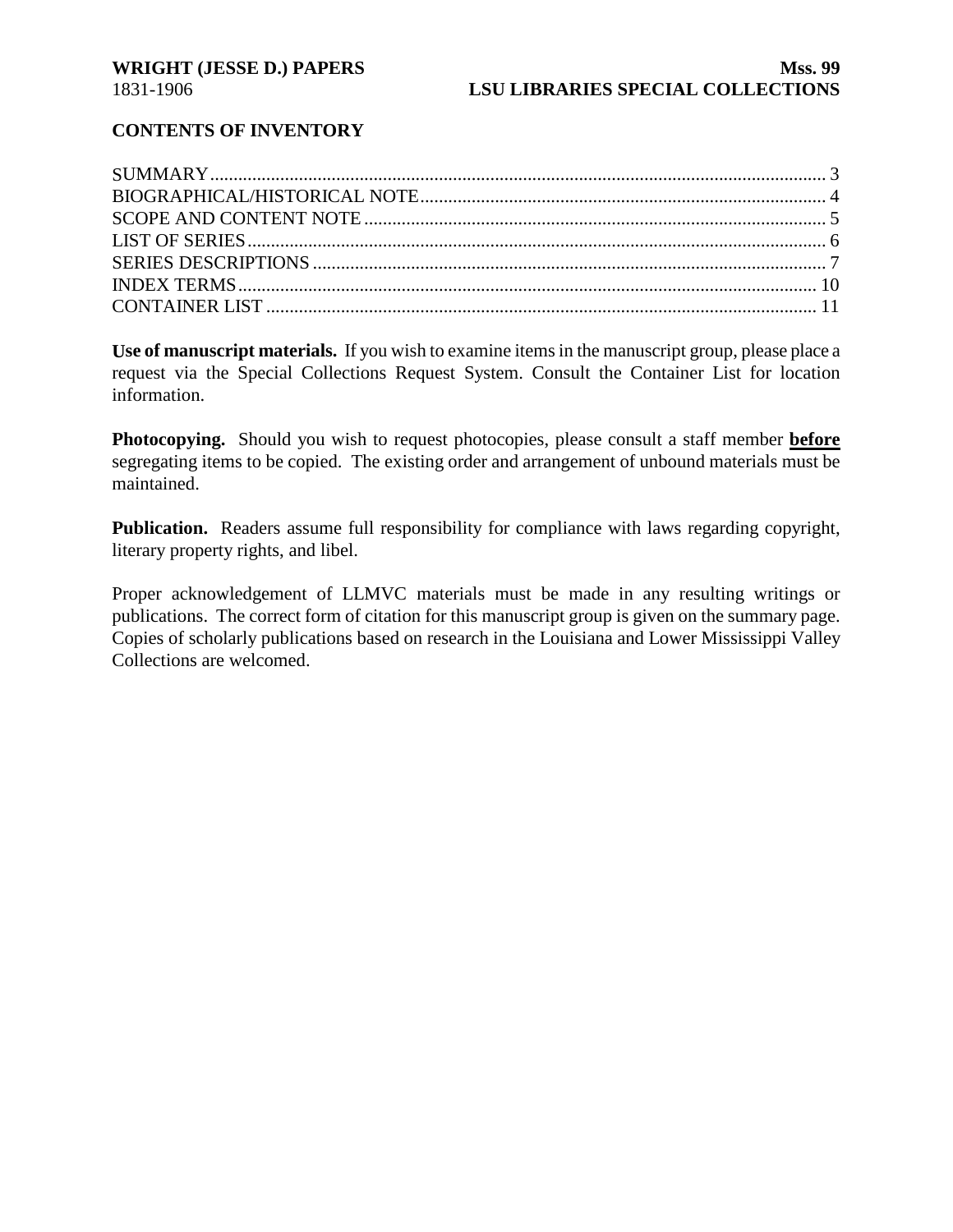**CONTENTS OF INVENTORY**

SUMMARY .......... 3
BIOGRAPHICAL/HISTORICAL NOTE .......... 4
SCOPE AND CONTENT NOTE .......... 5
LIST OF SERIES .......... 6
SERIES DESCRIPTIONS .......... 7
INDEX TERMS .......... 10
CONTAINER LIST .......... 11

**Use of manuscript materials.** If you wish to examine items in the manuscript group, please place a request via the Special Collections Request System. Consult the Container List for location information.

**Photocopying.** Should you wish to request photocopies, please consult a staff member **before** segregating items to be copied. The existing order and arrangement of unbound materials must be maintained.

**Publication.** Readers assume full responsibility for compliance with laws regarding copyright, literary property rights, and libel.

Proper acknowledgement of LLMVC materials must be made in any resulting writings or publications. The correct form of citation for this manuscript group is given on the summary page. Copies of scholarly publications based on research in the Louisiana and Lower Mississippi Valley Collections are welcomed.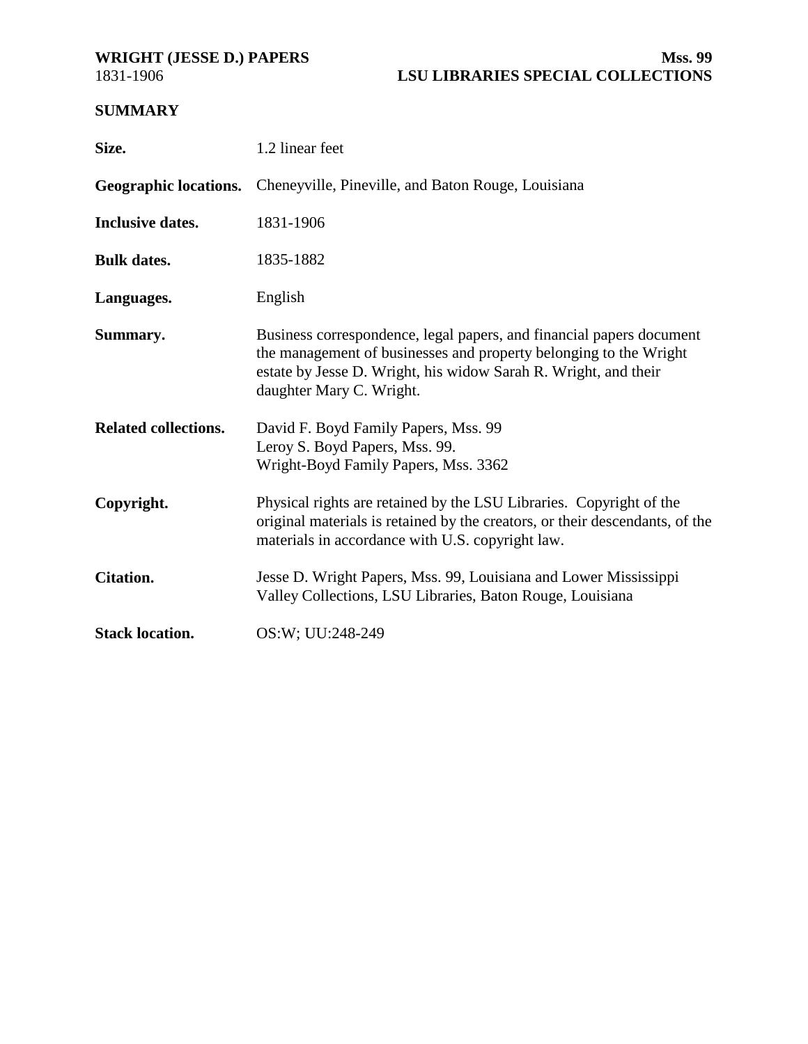**WRIGHT (JESSE D.) PAPERS**
1831-1906

**Mss. 99**
**LSU LIBRARIES SPECIAL COLLECTIONS**

## SUMMARY

| | |
|---|---|
| **Size.** | 1.2 linear feet |
| **Geographic locations.** | Cheneyville, Pineville, and Baton Rouge, Louisiana |
| **Inclusive dates.** | 1831-1906 |
| **Bulk dates.** | 1835-1882 |
| **Languages.** | English |
| **Summary.** | Business correspondence, legal papers, and financial papers document the management of businesses and property belonging to the Wright estate by Jesse D. Wright, his widow Sarah R. Wright, and their daughter Mary C. Wright. |
| **Related collections.** | David F. Boyd Family Papers, Mss. 99<br>Leroy S. Boyd Papers, Mss. 99.<br>Wright-Boyd Family Papers, Mss. 3362 |
| **Copyright.** | Physical rights are retained by the LSU Libraries. Copyright of the original materials is retained by the creators, or their descendants, of the materials in accordance with U.S. copyright law. |
| **Citation.** | Jesse D. Wright Papers, Mss. 99, Louisiana and Lower Mississippi Valley Collections, LSU Libraries, Baton Rouge, Louisiana |
| **Stack location.** | OS:W; UU:248-249 |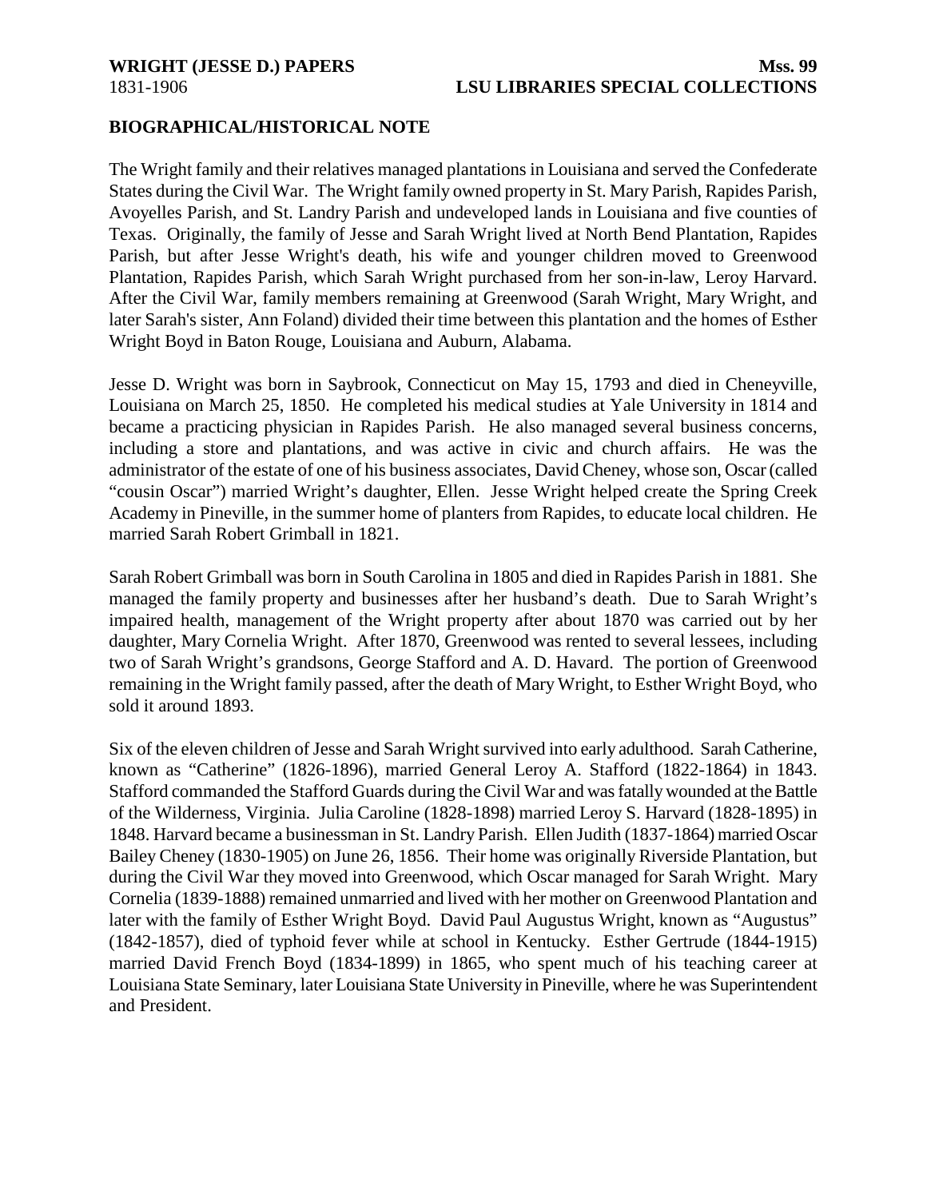## BIOGRAPHICAL/HISTORICAL NOTE

The Wright family and their relatives managed plantations in Louisiana and served the Confederate States during the Civil War. The Wright family owned property in St. Mary Parish, Rapides Parish, Avoyelles Parish, and St. Landry Parish and undeveloped lands in Louisiana and five counties of Texas. Originally, the family of Jesse and Sarah Wright lived at North Bend Plantation, Rapides Parish, but after Jesse Wright's death, his wife and younger children moved to Greenwood Plantation, Rapides Parish, which Sarah Wright purchased from her son-in-law, Leroy Harvard. After the Civil War, family members remaining at Greenwood (Sarah Wright, Mary Wright, and later Sarah's sister, Ann Foland) divided their time between this plantation and the homes of Esther Wright Boyd in Baton Rouge, Louisiana and Auburn, Alabama.

Jesse D. Wright was born in Saybrook, Connecticut on May 15, 1793 and died in Cheneyville, Louisiana on March 25, 1850. He completed his medical studies at Yale University in 1814 and became a practicing physician in Rapides Parish. He also managed several business concerns, including a store and plantations, and was active in civic and church affairs. He was the administrator of the estate of one of his business associates, David Cheney, whose son, Oscar (called "cousin Oscar") married Wright's daughter, Ellen. Jesse Wright helped create the Spring Creek Academy in Pineville, in the summer home of planters from Rapides, to educate local children. He married Sarah Robert Grimball in 1821.

Sarah Robert Grimball was born in South Carolina in 1805 and died in Rapides Parish in 1881. She managed the family property and businesses after her husband's death. Due to Sarah Wright's impaired health, management of the Wright property after about 1870 was carried out by her daughter, Mary Cornelia Wright. After 1870, Greenwood was rented to several lessees, including two of Sarah Wright's grandsons, George Stafford and A. D. Havard. The portion of Greenwood remaining in the Wright family passed, after the death of Mary Wright, to Esther Wright Boyd, who sold it around 1893.

Six of the eleven children of Jesse and Sarah Wright survived into early adulthood. Sarah Catherine, known as "Catherine" (1826-1896), married General Leroy A. Stafford (1822-1864) in 1843. Stafford commanded the Stafford Guards during the Civil War and was fatally wounded at the Battle of the Wilderness, Virginia. Julia Caroline (1828-1898) married Leroy S. Harvard (1828-1895) in 1848. Harvard became a businessman in St. Landry Parish. Ellen Judith (1837-1864) married Oscar Bailey Cheney (1830-1905) on June 26, 1856. Their home was originally Riverside Plantation, but during the Civil War they moved into Greenwood, which Oscar managed for Sarah Wright. Mary Cornelia (1839-1888) remained unmarried and lived with her mother on Greenwood Plantation and later with the family of Esther Wright Boyd. David Paul Augustus Wright, known as "Augustus" (1842-1857), died of typhoid fever while at school in Kentucky. Esther Gertrude (1844-1915) married David French Boyd (1834-1899) in 1865, who spent much of his teaching career at Louisiana State Seminary, later Louisiana State University in Pineville, where he was Superintendent and President.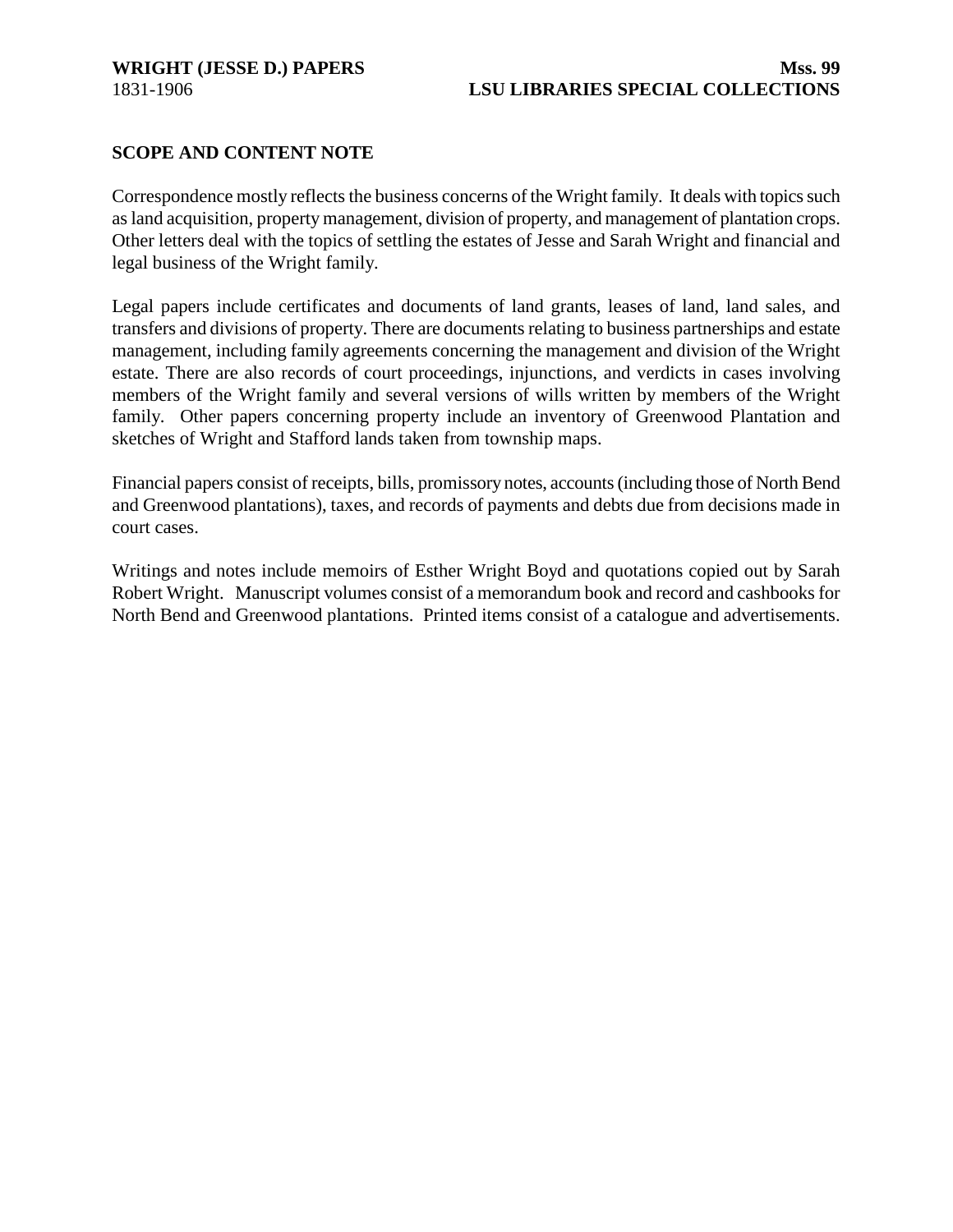## SCOPE AND CONTENT NOTE

Correspondence mostly reflects the business concerns of the Wright family. It deals with topics such as land acquisition, property management, division of property, and management of plantation crops. Other letters deal with the topics of settling the estates of Jesse and Sarah Wright and financial and legal business of the Wright family.

Legal papers include certificates and documents of land grants, leases of land, land sales, and transfers and divisions of property. There are documents relating to business partnerships and estate management, including family agreements concerning the management and division of the Wright estate. There are also records of court proceedings, injunctions, and verdicts in cases involving members of the Wright family and several versions of wills written by members of the Wright family. Other papers concerning property include an inventory of Greenwood Plantation and sketches of Wright and Stafford lands taken from township maps.

Financial papers consist of receipts, bills, promissory notes, accounts (including those of North Bend and Greenwood plantations), taxes, and records of payments and debts due from decisions made in court cases.

Writings and notes include memoirs of Esther Wright Boyd and quotations copied out by Sarah Robert Wright. Manuscript volumes consist of a memorandum book and record and cashbooks for North Bend and Greenwood plantations. Printed items consist of a catalogue and advertisements.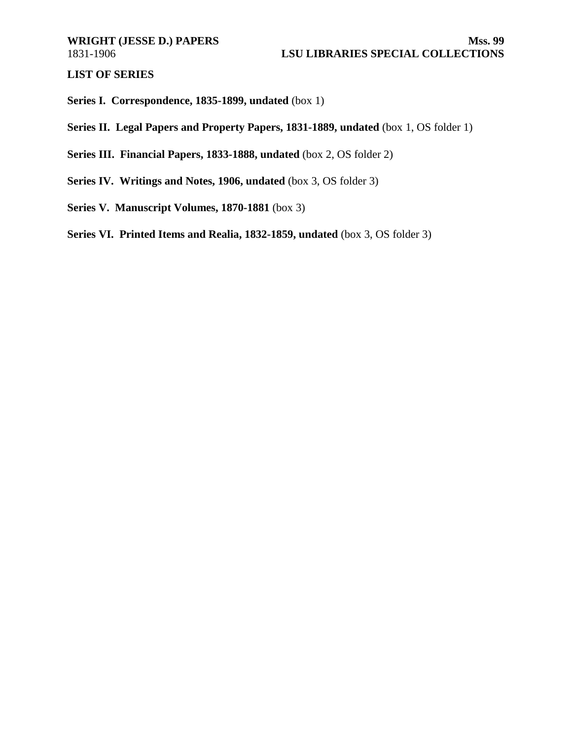## LIST OF SERIES

**Series I. Correspondence, 1835-1899, undated** (box 1)

**Series II. Legal Papers and Property Papers, 1831-1889, undated** (box 1, OS folder 1)

**Series III. Financial Papers, 1833-1888, undated** (box 2, OS folder 2)

**Series IV. Writings and Notes, 1906, undated** (box 3, OS folder 3)

**Series V. Manuscript Volumes, 1870-1881** (box 3)

**Series VI. Printed Items and Realia, 1832-1859, undated** (box 3, OS folder 3)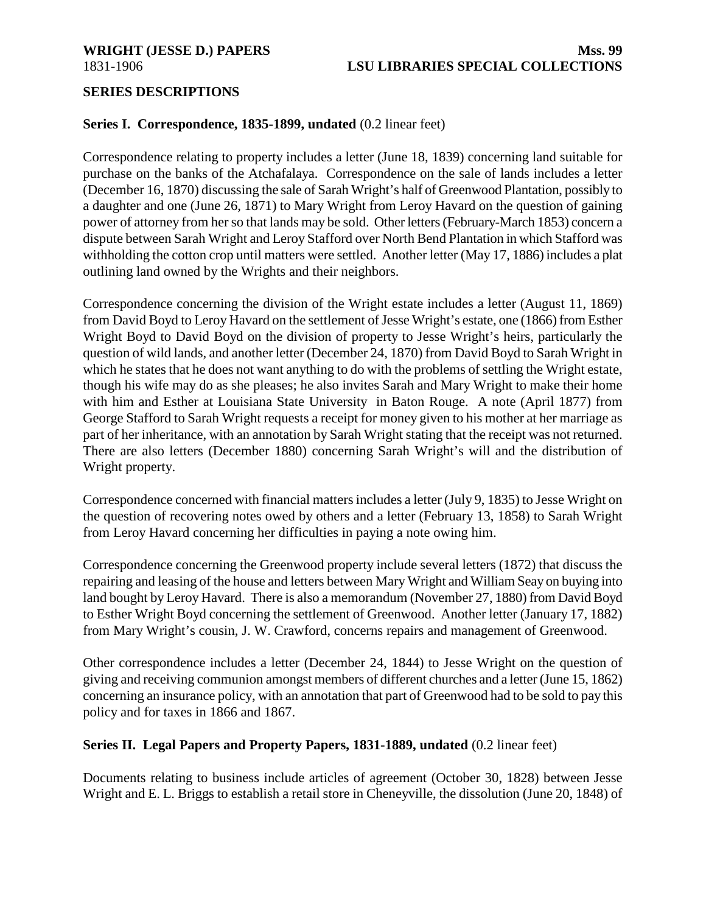## SERIES DESCRIPTIONS

**Series I. Correspondence, 1835-1899, undated** (0.2 linear feet)

Correspondence relating to property includes a letter (June 18, 1839) concerning land suitable for purchase on the banks of the Atchafalaya. Correspondence on the sale of lands includes a letter (December 16, 1870) discussing the sale of Sarah Wright's half of Greenwood Plantation, possibly to a daughter and one (June 26, 1871) to Mary Wright from Leroy Havard on the question of gaining power of attorney from her so that lands may be sold. Other letters (February-March 1853) concern a dispute between Sarah Wright and Leroy Stafford over North Bend Plantation in which Stafford was withholding the cotton crop until matters were settled. Another letter (May 17, 1886) includes a plat outlining land owned by the Wrights and their neighbors.

Correspondence concerning the division of the Wright estate includes a letter (August 11, 1869) from David Boyd to Leroy Havard on the settlement of Jesse Wright's estate, one (1866) from Esther Wright Boyd to David Boyd on the division of property to Jesse Wright's heirs, particularly the question of wild lands, and another letter (December 24, 1870) from David Boyd to Sarah Wright in which he states that he does not want anything to do with the problems of settling the Wright estate, though his wife may do as she pleases; he also invites Sarah and Mary Wright to make their home with him and Esther at Louisiana State University in Baton Rouge. A note (April 1877) from George Stafford to Sarah Wright requests a receipt for money given to his mother at her marriage as part of her inheritance, with an annotation by Sarah Wright stating that the receipt was not returned. There are also letters (December 1880) concerning Sarah Wright's will and the distribution of Wright property.

Correspondence concerned with financial matters includes a letter (July 9, 1835) to Jesse Wright on the question of recovering notes owed by others and a letter (February 13, 1858) to Sarah Wright from Leroy Havard concerning her difficulties in paying a note owing him.

Correspondence concerning the Greenwood property include several letters (1872) that discuss the repairing and leasing of the house and letters between Mary Wright and William Seay on buying into land bought by Leroy Havard. There is also a memorandum (November 27, 1880) from David Boyd to Esther Wright Boyd concerning the settlement of Greenwood. Another letter (January 17, 1882) from Mary Wright's cousin, J. W. Crawford, concerns repairs and management of Greenwood.

Other correspondence includes a letter (December 24, 1844) to Jesse Wright on the question of giving and receiving communion amongst members of different churches and a letter (June 15, 1862) concerning an insurance policy, with an annotation that part of Greenwood had to be sold to pay this policy and for taxes in 1866 and 1867.

**Series II. Legal Papers and Property Papers, 1831-1889, undated** (0.2 linear feet)

Documents relating to business include articles of agreement (October 30, 1828) between Jesse Wright and E. L. Briggs to establish a retail store in Cheneyville, the dissolution (June 20, 1848) of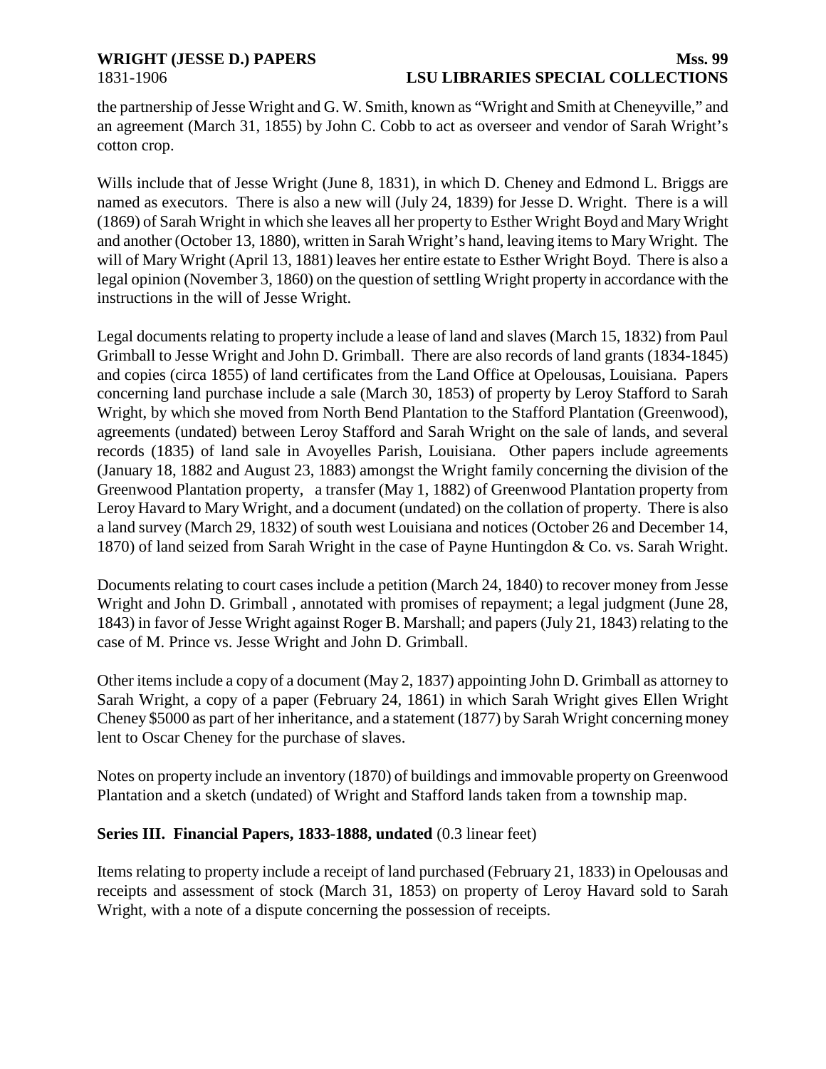the partnership of Jesse Wright and G. W. Smith, known as "Wright and Smith at Cheneyville," and an agreement (March 31, 1855) by John C. Cobb to act as overseer and vendor of Sarah Wright's cotton crop.

Wills include that of Jesse Wright (June 8, 1831), in which D. Cheney and Edmond L. Briggs are named as executors. There is also a new will (July 24, 1839) for Jesse D. Wright. There is a will (1869) of Sarah Wright in which she leaves all her property to Esther Wright Boyd and Mary Wright and another (October 13, 1880), written in Sarah Wright's hand, leaving items to Mary Wright. The will of Mary Wright (April 13, 1881) leaves her entire estate to Esther Wright Boyd. There is also a legal opinion (November 3, 1860) on the question of settling Wright property in accordance with the instructions in the will of Jesse Wright.

Legal documents relating to property include a lease of land and slaves (March 15, 1832) from Paul Grimball to Jesse Wright and John D. Grimball. There are also records of land grants (1834-1845) and copies (circa 1855) of land certificates from the Land Office at Opelousas, Louisiana. Papers concerning land purchase include a sale (March 30, 1853) of property by Leroy Stafford to Sarah Wright, by which she moved from North Bend Plantation to the Stafford Plantation (Greenwood), agreements (undated) between Leroy Stafford and Sarah Wright on the sale of lands, and several records (1835) of land sale in Avoyelles Parish, Louisiana. Other papers include agreements (January 18, 1882 and August 23, 1883) amongst the Wright family concerning the division of the Greenwood Plantation property, a transfer (May 1, 1882) of Greenwood Plantation property from Leroy Havard to Mary Wright, and a document (undated) on the collation of property. There is also a land survey (March 29, 1832) of south west Louisiana and notices (October 26 and December 14, 1870) of land seized from Sarah Wright in the case of Payne Huntingdon & Co. vs. Sarah Wright.

Documents relating to court cases include a petition (March 24, 1840) to recover money from Jesse Wright and John D. Grimball , annotated with promises of repayment; a legal judgment (June 28, 1843) in favor of Jesse Wright against Roger B. Marshall; and papers (July 21, 1843) relating to the case of M. Prince vs. Jesse Wright and John D. Grimball.

Other items include a copy of a document (May 2, 1837) appointing John D. Grimball as attorney to Sarah Wright, a copy of a paper (February 24, 1861) in which Sarah Wright gives Ellen Wright Cheney $5000 as part of her inheritance, and a statement (1877) by Sarah Wright concerning money lent to Oscar Cheney for the purchase of slaves.

Notes on property include an inventory (1870) of buildings and immovable property on Greenwood Plantation and a sketch (undated) of Wright and Stafford lands taken from a township map.

**Series III. Financial Papers, 1833-1888, undated** (0.3 linear feet)

Items relating to property include a receipt of land purchased (February 21, 1833) in Opelousas and receipts and assessment of stock (March 31, 1853) on property of Leroy Havard sold to Sarah Wright, with a note of a dispute concerning the possession of receipts.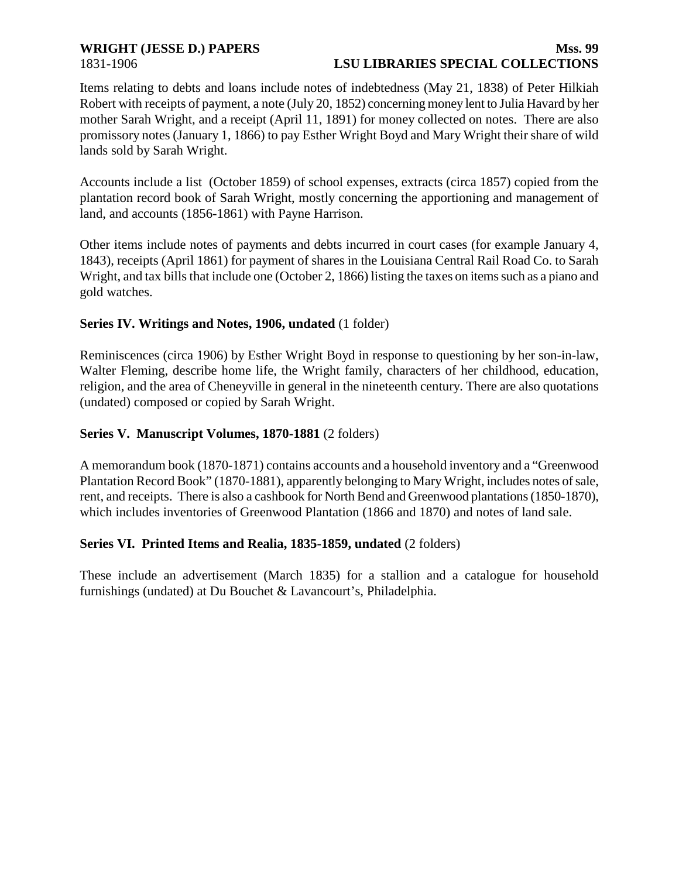Items relating to debts and loans include notes of indebtedness (May 21, 1838) of Peter Hilkiah Robert with receipts of payment, a note (July 20, 1852) concerning money lent to Julia Havard by her mother Sarah Wright, and a receipt (April 11, 1891) for money collected on notes. There are also promissory notes (January 1, 1866) to pay Esther Wright Boyd and Mary Wright their share of wild lands sold by Sarah Wright.

Accounts include a list (October 1859) of school expenses, extracts (circa 1857) copied from the plantation record book of Sarah Wright, mostly concerning the apportioning and management of land, and accounts (1856-1861) with Payne Harrison.

Other items include notes of payments and debts incurred in court cases (for example January 4, 1843), receipts (April 1861) for payment of shares in the Louisiana Central Rail Road Co. to Sarah Wright, and tax bills that include one (October 2, 1866) listing the taxes on items such as a piano and gold watches.

**Series IV. Writings and Notes, 1906, undated** (1 folder)

Reminiscences (circa 1906) by Esther Wright Boyd in response to questioning by her son-in-law, Walter Fleming, describe home life, the Wright family, characters of her childhood, education, religion, and the area of Cheneyville in general in the nineteenth century. There are also quotations (undated) composed or copied by Sarah Wright.

**Series V. Manuscript Volumes, 1870-1881** (2 folders)

A memorandum book (1870-1871) contains accounts and a household inventory and a "Greenwood Plantation Record Book" (1870-1881), apparently belonging to Mary Wright, includes notes of sale, rent, and receipts. There is also a cashbook for North Bend and Greenwood plantations (1850-1870), which includes inventories of Greenwood Plantation (1866 and 1870) and notes of land sale.

**Series VI. Printed Items and Realia, 1835-1859, undated** (2 folders)

These include an advertisement (March 1835) for a stallion and a catalogue for household furnishings (undated) at Du Bouchet & Lavancourt's, Philadelphia.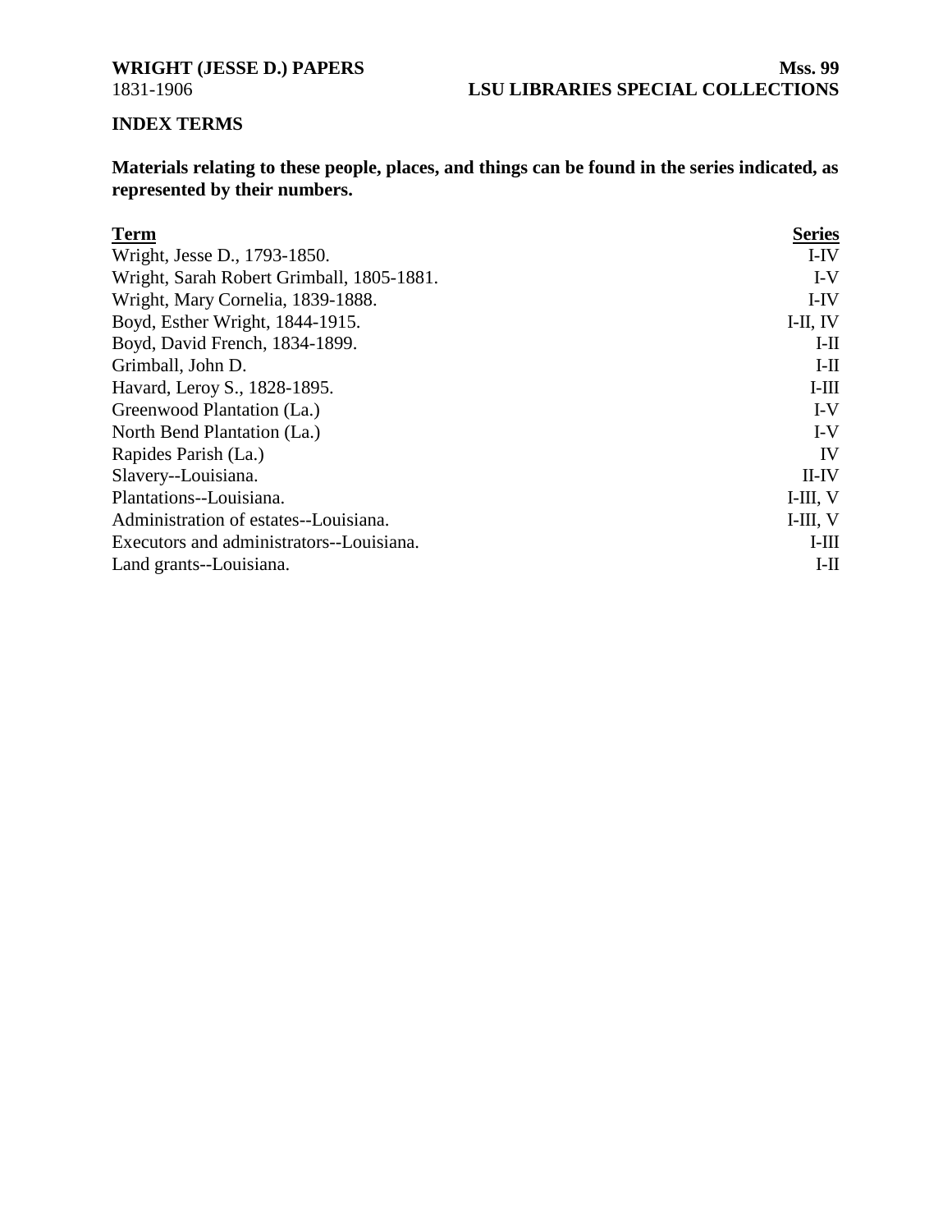## INDEX TERMS

**Materials relating to these people, places, and things can be found in the series indicated, as represented by their numbers.**

| Term | Series |
| --- | --- |
| Wright, Jesse D., 1793-1850. | I-IV |
| Wright, Sarah Robert Grimball, 1805-1881. | I-V |
| Wright, Mary Cornelia, 1839-1888. | I-IV |
| Boyd, Esther Wright, 1844-1915. | I-II, IV |
| Boyd, David French, 1834-1899. | I-II |
| Grimball, John D. | I-II |
| Havard, Leroy S., 1828-1895. | I-III |
| Greenwood Plantation (La.) | I-V |
| North Bend Plantation (La.) | I-V |
| Rapides Parish (La.) | IV |
| Slavery--Louisiana. | II-IV |
| Plantations--Louisiana. | I-III, V |
| Administration of estates--Louisiana. | I-III, V |
| Executors and administrators--Louisiana. | I-III |
| Land grants--Louisiana. | I-II |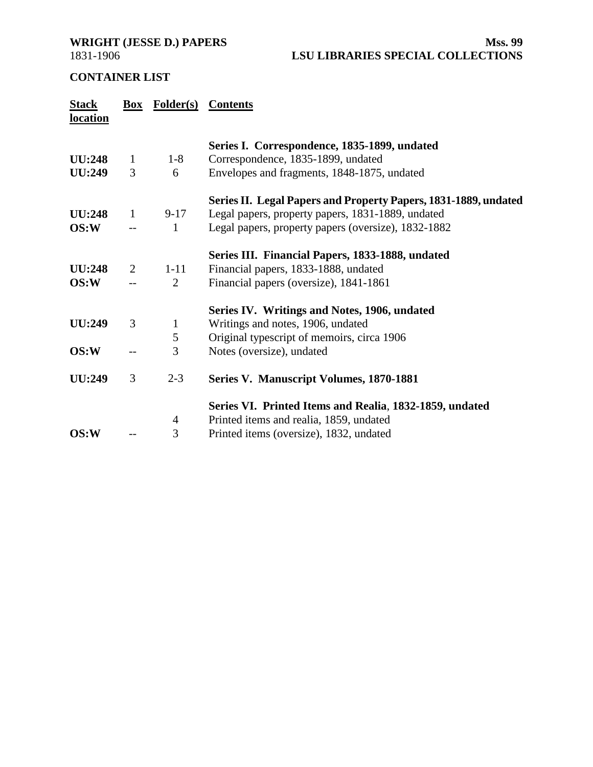**WRIGHT (JESSE D.) PAPERS** — **Mss. 99**
1831-1906 — **LSU LIBRARIES SPECIAL COLLECTIONS**

## CONTAINER LIST

| Stack location | Box | Folder(s) | Contents |
|---|---|---|---|
| | | | **Series I. Correspondence, 1835-1899, undated** |
| **UU:248** | 1 | 1-8 | Correspondence, 1835-1899, undated |
| **UU:249** | 3 | 6 | Envelopes and fragments, 1848-1875, undated |
| | | | **Series II. Legal Papers and Property Papers, 1831-1889, undated** |
| **UU:248** | 1 | 9-17 | Legal papers, property papers, 1831-1889, undated |
| **OS:W** | -- | 1 | Legal papers, property papers (oversize), 1832-1882 |
| | | | **Series III. Financial Papers, 1833-1888, undated** |
| **UU:248** | 2 | 1-11 | Financial papers, 1833-1888, undated |
| **OS:W** | -- | 2 | Financial papers (oversize), 1841-1861 |
| | | | **Series IV. Writings and Notes, 1906, undated** |
| **UU:249** | 3 | 1 | Writings and notes, 1906, undated |
| | | 5 | Original typescript of memoirs, circa 1906 |
| **OS:W** | -- | 3 | Notes (oversize), undated |
| **UU:249** | 3 | 2-3 | **Series V. Manuscript Volumes, 1870-1881** |
| | | | **Series VI. Printed Items and Realia, 1832-1859, undated** |
| | | 4 | Printed items and realia, 1859, undated |
| **OS:W** | -- | 3 | Printed items (oversize), 1832, undated |